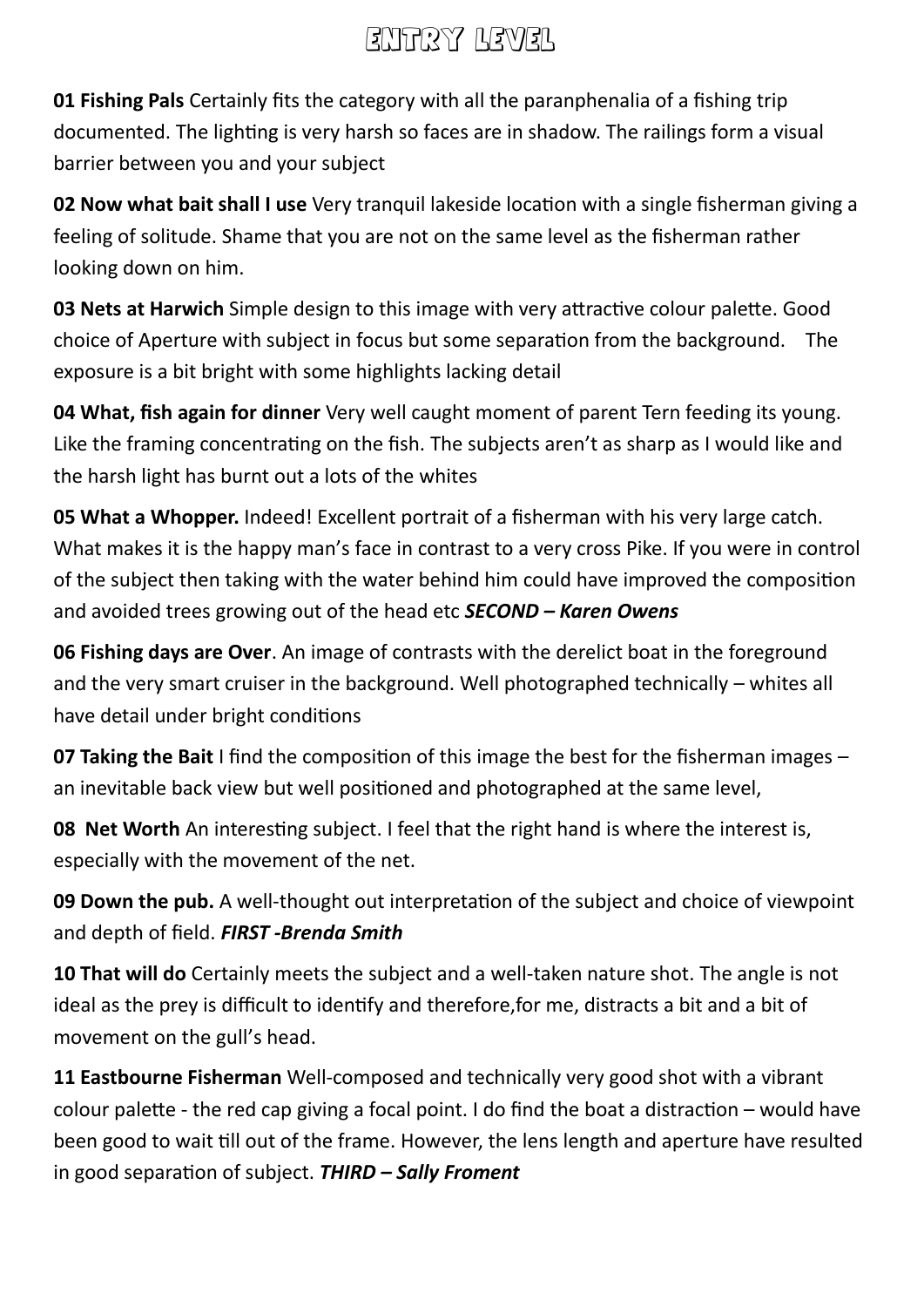# ENTRY LEVEL

**01 Fishing Pals** Certainly fits the category with all the paranphenalia of a fishing trip documented. The lighting is very harsh so faces are in shadow. The railings form a visual barrier between you and your subject

**02 Now what bait shall I use** Very tranquil lakeside location with a single fisherman giving a feeling of solitude. Shame that you are not on the same level as the fisherman rather looking down on him.

**03 Nets at Harwich** Simple design to this image with very attractive colour palette. Good choice of Aperture with subject in focus but some separation from the background. The exposure is a bit bright with some highlights lacking detail

**04 What, fish again for dinner** Very well caught moment of parent Tern feeding its young. Like the framing concentrating on the fish. The subjects aren't as sharp as I would like and the harsh light has burnt out a lots of the whites

**05 What a Whopper.** Indeed! Excellent portrait of a fisherman with his very large catch. What makes it is the happy man's face in contrast to a very cross Pike. If you were in control of the subject then taking with the water behind him could have improved the composition and avoided trees growing out of the head etc ***SECOND – Karen Owens***

**06 Fishing days are Over**. An image of contrasts with the derelict boat in the foreground and the very smart cruiser in the background. Well photographed technically – whites all have detail under bright conditions

**07 Taking the Bait** I find the composition of this image the best for the fisherman images – an inevitable back view but well positioned and photographed at the same level,

**08 Net Worth** An interesting subject. I feel that the right hand is where the interest is, especially with the movement of the net.

**09 Down the pub.** A well-thought out interpretation of the subject and choice of viewpoint and depth of field. ***FIRST -Brenda Smith***

**10 That will do** Certainly meets the subject and a well-taken nature shot. The angle is not ideal as the prey is difficult to identify and therefore,for me, distracts a bit and a bit of movement on the gull's head.

**11 Eastbourne Fisherman** Well-composed and technically very good shot with a vibrant colour palette - the red cap giving a focal point. I do find the boat a distraction – would have been good to wait till out of the frame. However, the lens length and aperture have resulted in good separation of subject. ***THIRD – Sally Froment***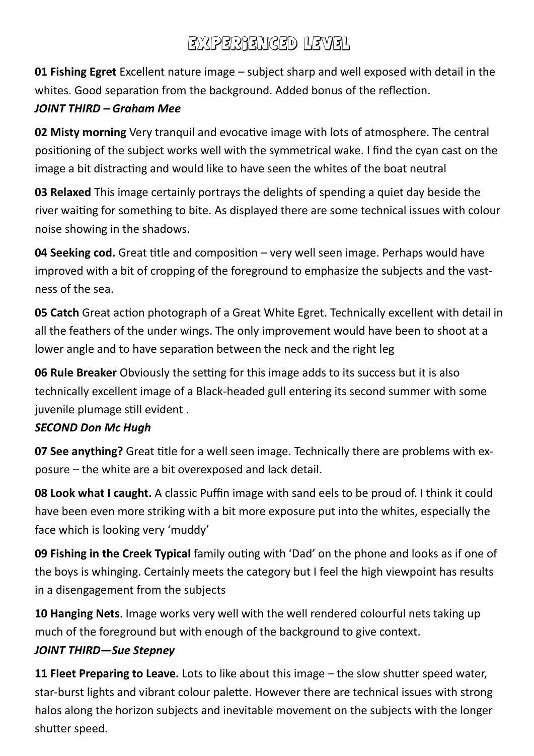# Experienced Level

**01 Fishing Egret** Excellent nature image – subject sharp and well exposed with detail in the whites. Good separation from the background. Added bonus of the reflection.

***JOINT THIRD – Graham Mee***

**02 Misty morning** Very tranquil and evocative image with lots of atmosphere. The central positioning of the subject works well with the symmetrical wake. I find the cyan cast on the image a bit distracting and would like to have seen the whites of the boat neutral

**03 Relaxed** This image certainly portrays the delights of spending a quiet day beside the river waiting for something to bite. As displayed there are some technical issues with colour noise showing in the shadows.

**04 Seeking cod.** Great title and composition – very well seen image. Perhaps would have improved with a bit of cropping of the foreground to emphasize the subjects and the vastness of the sea.

**05 Catch** Great action photograph of a Great White Egret. Technically excellent with detail in all the feathers of the under wings. The only improvement would have been to shoot at a lower angle and to have separation between the neck and the right leg

**06 Rule Breaker** Obviously the setting for this image adds to its success but it is also technically excellent image of a Black-headed gull entering its second summer with some juvenile plumage still evident .

***SECOND Don Mc Hugh***

**07 See anything?** Great title for a well seen image. Technically there are problems with exposure – the white are a bit overexposed and lack detail.

**08 Look what I caught.** A classic Puffin image with sand eels to be proud of. I think it could have been even more striking with a bit more exposure put into the whites, especially the face which is looking very 'muddy'

**09 Fishing in the Creek Typical** family outing with 'Dad' on the phone and looks as if one of the boys is whinging. Certainly meets the category but I feel the high viewpoint has results in a disengagement from the subjects

**10 Hanging Nets**. Image works very well with the well rendered colourful nets taking up much of the foreground but with enough of the background to give context.

***JOINT THIRD—Sue Stepney***

**11 Fleet Preparing to Leave.** Lots to like about this image – the slow shutter speed water, star-burst lights and vibrant colour palette. However there are technical issues with strong halos along the horizon subjects and inevitable movement on the subjects with the longer shutter speed.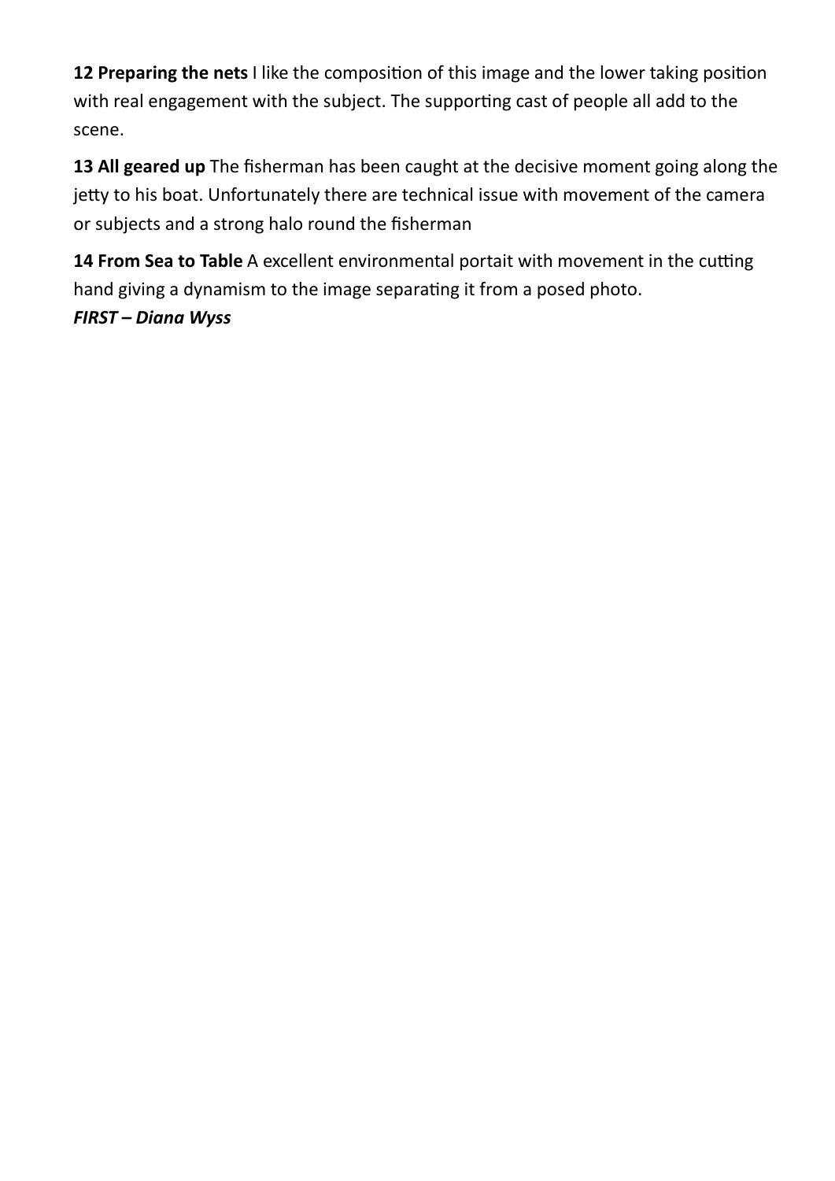**12 Preparing the nets** I like the composition of this image and the lower taking position with real engagement with the subject. The supporting cast of people all add to the scene.

**13 All geared up** The fisherman has been caught at the decisive moment going along the jetty to his boat. Unfortunately there are technical issue with movement of the camera or subjects and a strong halo round the fisherman

**14 From Sea to Table** A excellent environmental portait with movement in the cutting hand giving a dynamism to the image separating it from a posed photo.
***FIRST – Diana Wyss***